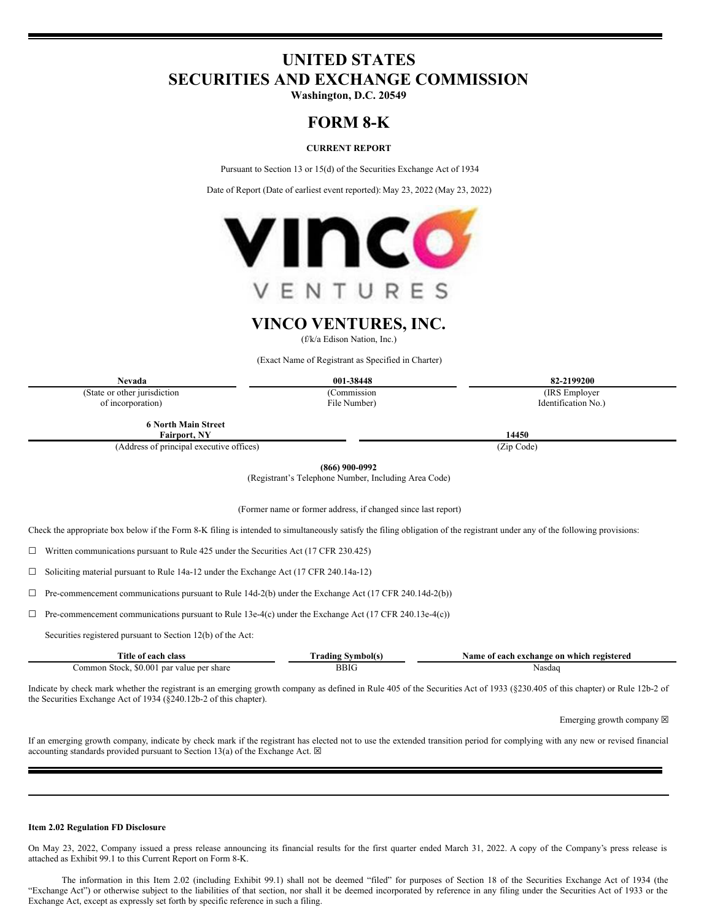# UNITED STATES
# SECURITIES AND EXCHANGE COMMISSION

**Washington, D.C. 20549**

# FORM 8-K

**CURRENT REPORT**

Pursuant to Section 13 or 15(d) of the Securities Exchange Act of 1934

Date of Report (Date of earliest event reported): May 23, 2022 (May 23, 2022)

# VINCO VENTURES, INC.

(f/k/a Edison Nation, Inc.)

(Exact Name of Registrant as Specified in Charter)

| Nevada | 001-38448 | 82-2199200 |
|---|---|---|
| (State or other jurisdiction of incorporation) | (Commission File Number) | (IRS Employer Identification No.) |

| 6 North Main Street Fairport, NY | 14450 |
|---|---|
| (Address of principal executive offices) | (Zip Code) |

**(866) 900-0992**
(Registrant's Telephone Number, Including Area Code)

(Former name or former address, if changed since last report)

Check the appropriate box below if the Form 8-K filing is intended to simultaneously satisfy the filing obligation of the registrant under any of the following provisions:

☐ Written communications pursuant to Rule 425 under the Securities Act (17 CFR 230.425)

☐ Soliciting material pursuant to Rule 14a-12 under the Exchange Act (17 CFR 240.14a-12)

☐ Pre-commencement communications pursuant to Rule 14d-2(b) under the Exchange Act (17 CFR 240.14d-2(b))

☐ Pre-commencement communications pursuant to Rule 13e-4(c) under the Exchange Act (17 CFR 240.13e-4(c))

Securities registered pursuant to Section 12(b) of the Act:

| Title of each class | Trading Symbol(s) | Name of each exchange on which registered |
|---|---|---|
| Common Stock, $0.001 par value per share | BBIG | Nasdaq |

Indicate by check mark whether the registrant is an emerging growth company as defined in Rule 405 of the Securities Act of 1933 (§230.405 of this chapter) or Rule 12b-2 of the Securities Exchange Act of 1934 (§240.12b-2 of this chapter).

Emerging growth company ☒

If an emerging growth company, indicate by check mark if the registrant has elected not to use the extended transition period for complying with any new or revised financial accounting standards provided pursuant to Section 13(a) of the Exchange Act. ☒

---

**Item 2.02 Regulation FD Disclosure**

On May 23, 2022, Company issued a press release announcing its financial results for the first quarter ended March 31, 2022. A copy of the Company's press release is attached as Exhibit 99.1 to this Current Report on Form 8-K.

The information in this Item 2.02 (including Exhibit 99.1) shall not be deemed "filed" for purposes of Section 18 of the Securities Exchange Act of 1934 (the "Exchange Act") or otherwise subject to the liabilities of that section, nor shall it be deemed incorporated by reference in any filing under the Securities Act of 1933 or the Exchange Act, except as expressly set forth by specific reference in such a filing.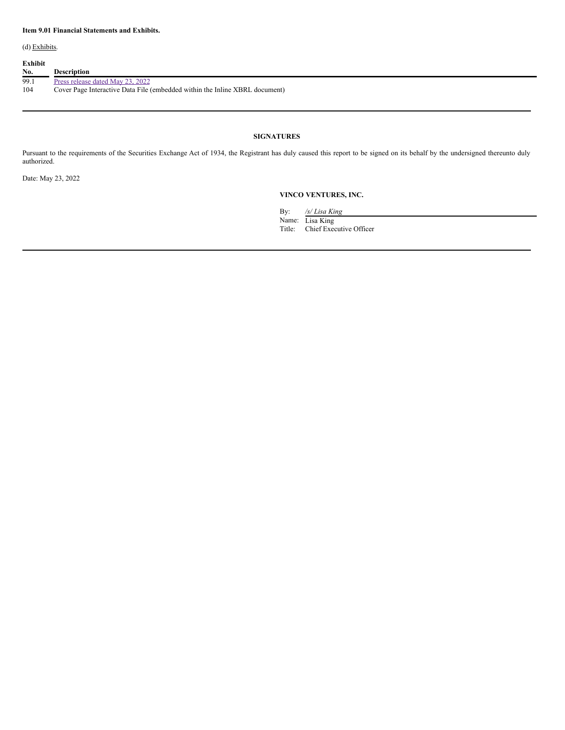**Item 9.01 Financial Statements and Exhibits.**

(d) Exhibits.

| Exhibit No. | Description |
|---|---|
| 99.1 | Press release dated May 23, 2022 |
| 104 | Cover Page Interactive Data File (embedded within the Inline XBRL document) |

**SIGNATURES**

Pursuant to the requirements of the Securities Exchange Act of 1934, the Registrant has duly caused this report to be signed on its behalf by the undersigned thereunto duly authorized.

Date: May 23, 2022

**VINCO VENTURES, INC.**

By: */s/ Lisa King*
Name: Lisa King
Title: Chief Executive Officer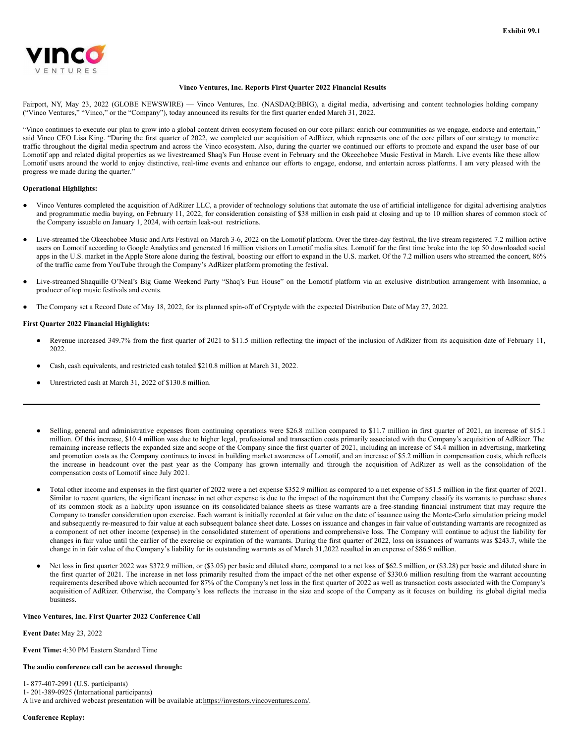Exhibit 99.1

**Vinco Ventures, Inc. Reports First Quarter 2022 Financial Results**

Fairport, NY, May 23, 2022 (GLOBE NEWSWIRE) — Vinco Ventures, Inc. (NASDAQ:BBIG), a digital media, advertising and content technologies holding company ("Vinco Ventures," "Vinco," or the "Company"), today announced its results for the first quarter ended March 31, 2022.

"Vinco continues to execute our plan to grow into a global content driven ecosystem focused on our core pillars: enrich our communities as we engage, endorse and entertain," said Vinco CEO Lisa King. "During the first quarter of 2022, we completed our acquisition of AdRizer, which represents one of the core pillars of our strategy to monetize traffic throughout the digital media spectrum and across the Vinco ecosystem. Also, during the quarter we continued our efforts to promote and expand the user base of our Lomotif app and related digital properties as we livestreamed Shaq's Fun House event in February and the Okeechobee Music Festival in March. Live events like these allow Lomotif users around the world to enjoy distinctive, real-time events and enhance our efforts to engage, endorse, and entertain across platforms. I am very pleased with the progress we made during the quarter."

**Operational Highlights:**

- Vinco Ventures completed the acquisition of AdRizer LLC, a provider of technology solutions that automate the use of artificial intelligence for digital advertising analytics and programmatic media buying, on February 11, 2022, for consideration consisting of $38 million in cash paid at closing and up to 10 million shares of common stock of the Company issuable on January 1, 2024, with certain leak-out restrictions.
- Live-streamed the Okeechobee Music and Arts Festival on March 3-6, 2022 on the Lomotif platform. Over the three-day festival, the live stream registered 7.2 million active users on Lomotif according to Google Analytics and generated 16 million visitors on Lomotif media sites. Lomotif for the first time broke into the top 50 downloaded social apps in the U.S. market in the Apple Store alone during the festival, boosting our effort to expand in the U.S. market. Of the 7.2 million users who streamed the concert, 86% of the traffic came from YouTube through the Company's AdRizer platform promoting the festival.
- Live-streamed Shaquille O'Neal's Big Game Weekend Party "Shaq's Fun House" on the Lomotif platform via an exclusive distribution arrangement with Insomniac, a producer of top music festivals and events.
- The Company set a Record Date of May 18, 2022, for its planned spin-off of Cryptyde with the expected Distribution Date of May 27, 2022.

**First Quarter 2022 Financial Highlights:**

- Revenue increased 349.7% from the first quarter of 2021 to $11.5 million reflecting the impact of the inclusion of AdRizer from its acquisition date of February 11, 2022.
- Cash, cash equivalents, and restricted cash totaled $210.8 million at March 31, 2022.
- Unrestricted cash at March 31, 2022 of $130.8 million.

---

- Selling, general and administrative expenses from continuing operations were $26.8 million compared to $11.7 million in first quarter of 2021, an increase of $15.1 million. Of this increase, $10.4 million was due to higher legal, professional and transaction costs primarily associated with the Company's acquisition of AdRizer. The remaining increase reflects the expanded size and scope of the Company since the first quarter of 2021, including an increase of $4.4 million in advertising, marketing and promotion costs as the Company continues to invest in building market awareness of Lomotif, and an increase of $5.2 million in compensation costs, which reflects the increase in headcount over the past year as the Company has grown internally and through the acquisition of AdRizer as well as the consolidation of the compensation costs of Lomotif since July 2021.
- Total other income and expenses in the first quarter of 2022 were a net expense $352.9 million as compared to a net expense of $51.5 million in the first quarter of 2021. Similar to recent quarters, the significant increase in net other expense is due to the impact of the requirement that the Company classify its warrants to purchase shares of its common stock as a liability upon issuance on its consolidated balance sheets as these warrants are a free-standing financial instrument that may require the Company to transfer consideration upon exercise. Each warrant is initially recorded at fair value on the date of issuance using the Monte-Carlo simulation pricing model and subsequently re-measured to fair value at each subsequent balance sheet date. Losses on issuance and changes in fair value of outstanding warrants are recognized as a component of net other income (expense) in the consolidated statement of operations and comprehensive loss. The Company will continue to adjust the liability for changes in fair value until the earlier of the exercise or expiration of the warrants. During the first quarter of 2022, loss on issuances of warrants was $243.7, while the change in in fair value of the Company's liability for its outstanding warrants as of March 31,2022 resulted in an expense of $86.9 million.
- Net loss in first quarter 2022 was $372.9 million, or ($3.05) per basic and diluted share, compared to a net loss of $62.5 million, or ($3.28) per basic and diluted share in the first quarter of 2021. The increase in net loss primarily resulted from the impact of the net other expense of $330.6 million resulting from the warrant accounting requirements described above which accounted for 87% of the Company's net loss in the first quarter of 2022 as well as transaction costs associated with the Company's acquisition of AdRizer. Otherwise, the Company's loss reflects the increase in the size and scope of the Company as it focuses on building its global digital media business.

**Vinco Ventures, Inc. First Quarter 2022 Conference Call**

**Event Date:** May 23, 2022

**Event Time:** 4:30 PM Eastern Standard Time

**The audio conference call can be accessed through:**

1- 877-407-2991 (U.S. participants)
1- 201-389-0925 (International participants)
A live and archived webcast presentation will be available at: https://investors.vincoventures.com/.

**Conference Replay:**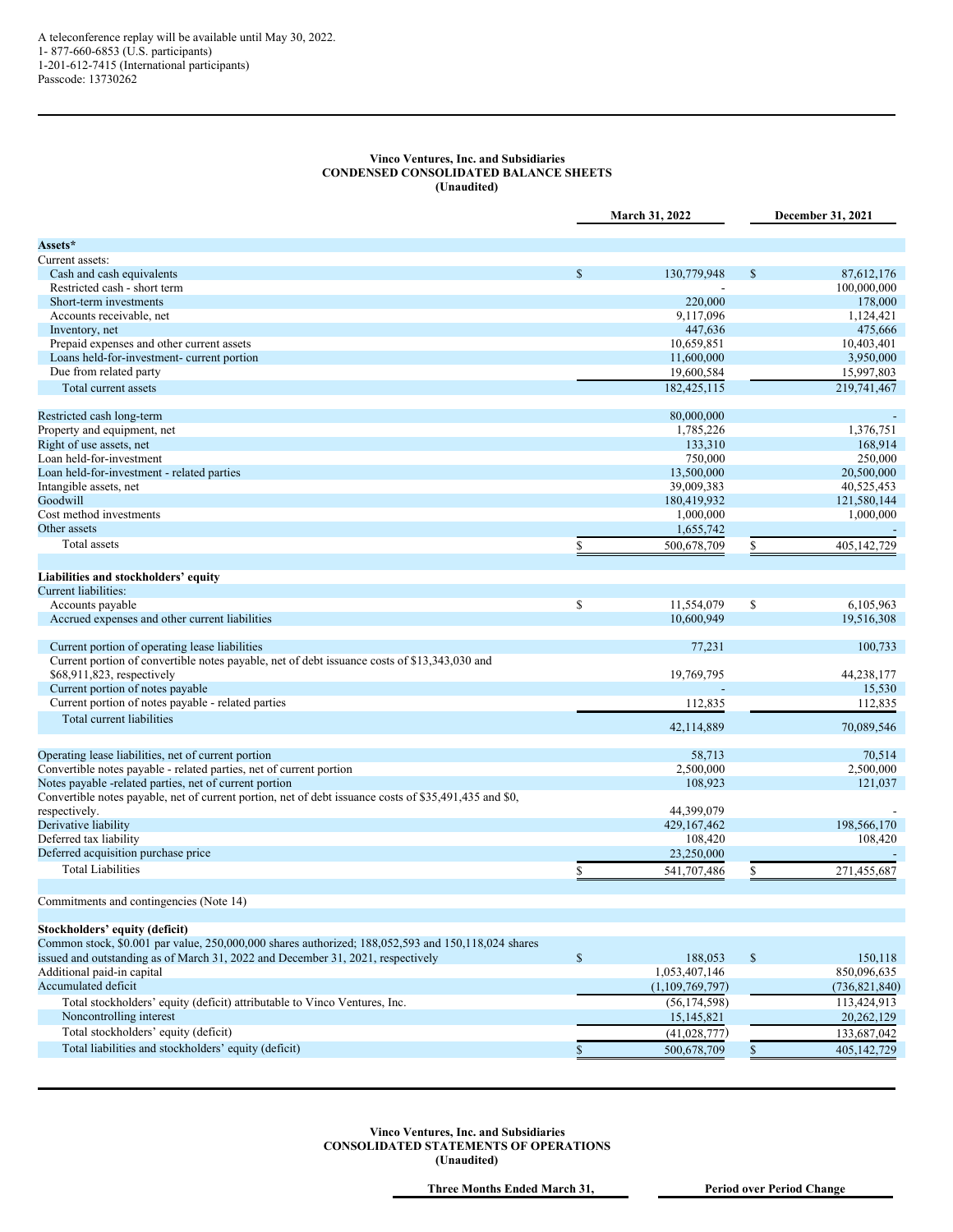A teleconference replay will be available until May 30, 2022.
1- 877-660-6853 (U.S. participants)
1-201-612-7415 (International participants)
Passcode: 13730262

**Vinco Ventures, Inc. and Subsidiaries**
**CONDENSED CONSOLIDATED BALANCE SHEETS**
**(Unaudited)**

| | March 31, 2022 | December 31, 2021 |
|---|---|---|
| **Assets*** | | |
| Current assets: | | |
| Cash and cash equivalents | $ 130,779,948 | $ 87,612,176 |
| Restricted cash - short term | - | 100,000,000 |
| Short-term investments | 220,000 | 178,000 |
| Accounts receivable, net | 9,117,096 | 1,124,421 |
| Inventory, net | 447,636 | 475,666 |
| Prepaid expenses and other current assets | 10,659,851 | 10,403,401 |
| Loans held-for-investment- current portion | 11,600,000 | 3,950,000 |
| Due from related party | 19,600,584 | 15,997,803 |
| Total current assets | 182,425,115 | 219,741,467 |
| Restricted cash long-term | 80,000,000 | - |
| Property and equipment, net | 1,785,226 | 1,376,751 |
| Right of use assets, net | 133,310 | 168,914 |
| Loan held-for-investment | 750,000 | 250,000 |
| Loan held-for-investment - related parties | 13,500,000 | 20,500,000 |
| Intangible assets, net | 39,009,383 | 40,525,453 |
| Goodwill | 180,419,932 | 121,580,144 |
| Cost method investments | 1,000,000 | 1,000,000 |
| Other assets | 1,655,742 | - |
| Total assets | $ 500,678,709 | $ 405,142,729 |
| **Liabilities and stockholders' equity** | | |
| Current liabilities: | | |
| Accounts payable | $ 11,554,079 | $ 6,105,963 |
| Accrued expenses and other current liabilities | 10,600,949 | 19,516,308 |
| Current portion of operating lease liabilities | 77,231 | 100,733 |
| Current portion of convertible notes payable, net of debt issuance costs of $13,343,030 and $68,911,823, respectively | 19,769,795 | 44,238,177 |
| Current portion of notes payable | - | 15,530 |
| Current portion of notes payable - related parties | 112,835 | 112,835 |
| Total current liabilities | 42,114,889 | 70,089,546 |
| Operating lease liabilities, net of current portion | 58,713 | 70,514 |
| Convertible notes payable - related parties, net of current portion | 2,500,000 | 2,500,000 |
| Notes payable -related parties, net of current portion | 108,923 | 121,037 |
| Convertible notes payable, net of current portion, net of debt issuance costs of $35,491,435 and $0, respectively. | 44,399,079 | - |
| Derivative liability | 429,167,462 | 198,566,170 |
| Deferred tax liability | 108,420 | 108,420 |
| Deferred acquisition purchase price | 23,250,000 | - |
| Total Liabilities | $ 541,707,486 | $ 271,455,687 |
| Commitments and contingencies (Note 14) | | |
| **Stockholders' equity (deficit)** | | |
| Common stock, $0.001 par value, 250,000,000 shares authorized; 188,052,593 and 150,118,024 shares issued and outstanding as of March 31, 2022 and December 31, 2021, respectively | $ 188,053 | $ 150,118 |
| Additional paid-in capital | 1,053,407,146 | 850,096,635 |
| Accumulated deficit | (1,109,769,797) | (736,821,840) |
| Total stockholders' equity (deficit) attributable to Vinco Ventures, Inc. | (56,174,598) | 113,424,913 |
| Noncontrolling interest | 15,145,821 | 20,262,129 |
| Total stockholders' equity (deficit) | (41,028,777) | 133,687,042 |
| Total liabilities and stockholders' equity (deficit) | $ 500,678,709 | $ 405,142,729 |

**Vinco Ventures, Inc. and Subsidiaries**
**CONSOLIDATED STATEMENTS OF OPERATIONS**
**(Unaudited)**

| Three Months Ended March 31, | Period over Period Change |
|---|---|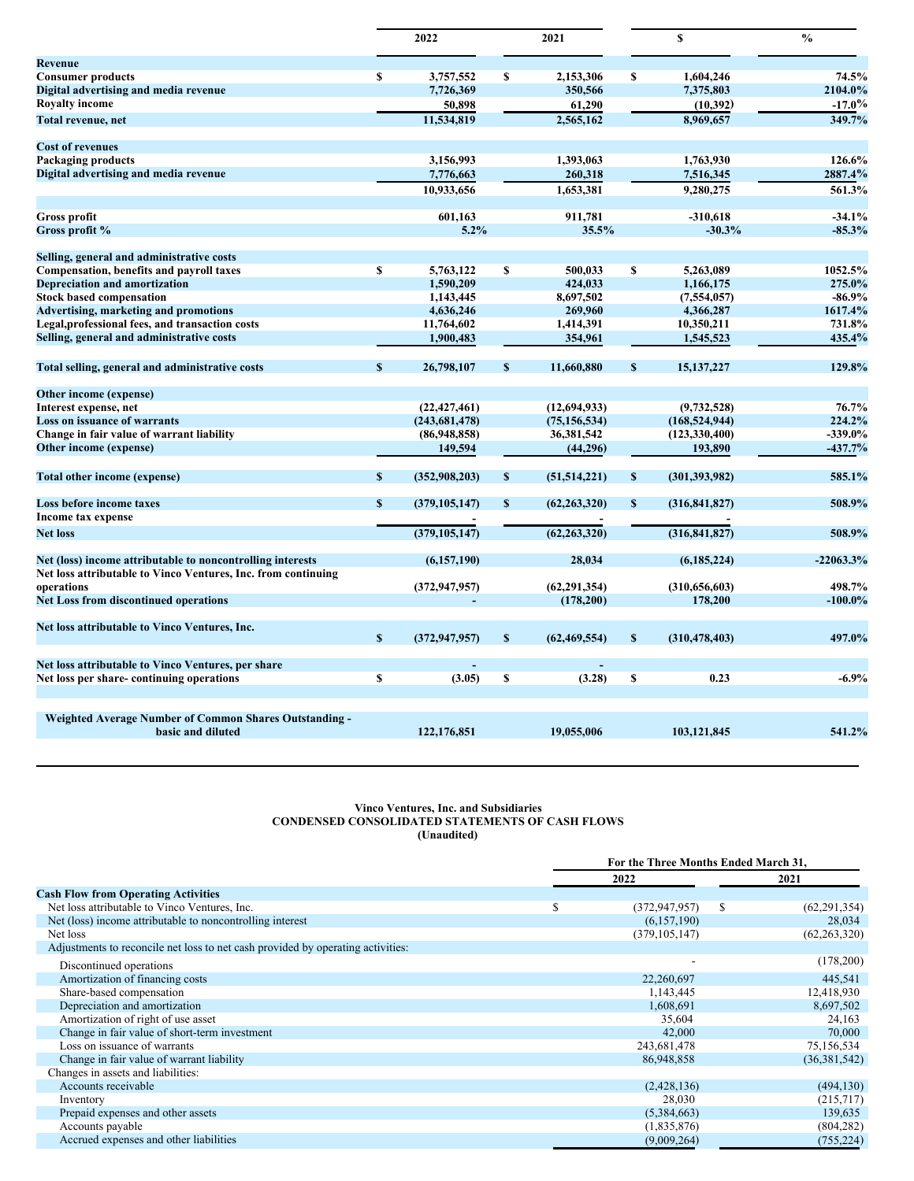| | 2022 | 2021 | $ | % |
|---|---|---|---|---|
| **Revenue** | | | | |
| **Consumer products** | $ 3,757,552 | $ 2,153,306 | $ 1,604,246 | 74.5% |
| **Digital advertising and media revenue** | 7,726,369 | 350,566 | 7,375,803 | 2104.0% |
| **Royalty income** | 50,898 | 61,290 | (10,392) | -17.0% |
| **Total revenue, net** | 11,534,819 | 2,565,162 | 8,969,657 | 349.7% |
| | | | | |
| **Cost of revenues** | | | | |
| **Packaging products** | 3,156,993 | 1,393,063 | 1,763,930 | 126.6% |
| **Digital advertising and media revenue** | 7,776,663 | 260,318 | 7,516,345 | 2887.4% |
| | 10,933,656 | 1,653,381 | 9,280,275 | 561.3% |
| | | | | |
| **Gross profit** | 601,163 | 911,781 | -310,618 | -34.1% |
| **Gross profit %** | 5.2% | 35.5% | -30.3% | -85.3% |
| | | | | |
| **Selling, general and administrative costs** | | | | |
| **Compensation, benefits and payroll taxes** | $ 5,763,122 | $ 500,033 | $ 5,263,089 | 1052.5% |
| **Depreciation and amortization** | 1,590,209 | 424,033 | 1,166,175 | 275.0% |
| **Stock based compensation** | 1,143,445 | 8,697,502 | (7,554,057) | -86.9% |
| **Advertising, marketing and promotions** | 4,636,246 | 269,960 | 4,366,287 | 1617.4% |
| **Legal,professional fees, and transaction costs** | 11,764,602 | 1,414,391 | 10,350,211 | 731.8% |
| **Selling, general and administrative costs** | 1,900,483 | 354,961 | 1,545,523 | 435.4% |
| | | | | |
| **Total selling, general and administrative costs** | $ 26,798,107 | $ 11,660,880 | $ 15,137,227 | 129.8% |
| | | | | |
| **Other income (expense)** | | | | |
| **Interest expense, net** | (22,427,461) | (12,694,933) | (9,732,528) | 76.7% |
| **Loss on issuance of warrants** | (243,681,478) | (75,156,534) | (168,524,944) | 224.2% |
| **Change in fair value of warrant liability** | (86,948,858) | 36,381,542 | (123,330,400) | -339.0% |
| **Other income (expense)** | 149,594 | (44,296) | 193,890 | -437.7% |
| | | | | |
| **Total other income (expense)** | $ (352,908,203) | $ (51,514,221) | $ (301,393,982) | 585.1% |
| | | | | |
| **Loss before income taxes** | $ (379,105,147) | $ (62,263,320) | $ (316,841,827) | 508.9% |
| **Income tax expense** | - | - | - | |
| **Net loss** | (379,105,147) | (62,263,320) | (316,841,827) | 508.9% |
| | | | | |
| **Net (loss) income attributable to noncontrolling interests** | (6,157,190) | 28,034 | (6,185,224) | -22063.3% |
| **Net loss attributable to Vinco Ventures, Inc. from continuing operations** | (372,947,957) | (62,291,354) | (310,656,603) | 498.7% |
| **Net Loss from discontinued operations** | - | (178,200) | 178,200 | -100.0% |
| | | | | |
| **Net loss attributable to Vinco Ventures, Inc.** | $ (372,947,957) | $ (62,469,554) | $ (310,478,403) | 497.0% |
| | | | | |
| **Net loss attributable to Vinco Ventures, per share** | - | - | | |
| **Net loss per share- continuing operations** | $ (3.05) | $ (3.28) | $ 0.23 | -6.9% |
| | | | | |
| **Weighted Average Number of Common Shares Outstanding - basic and diluted** | 122,176,851 | 19,055,006 | 103,121,845 | 541.2% |

**Vinco Ventures, Inc. and Subsidiaries**
**CONDENSED CONSOLIDATED STATEMENTS OF CASH FLOWS**
**(Unaudited)**

| | For the Three Months Ended March 31, 2022 | 2021 |
|---|---|---|
| **Cash Flow from Operating Activities** | | |
| Net loss attributable to Vinco Ventures, Inc. | $ (372,947,957) | $ (62,291,354) |
| Net (loss) income attributable to noncontrolling interest | (6,157,190) | 28,034 |
| Net loss | (379,105,147) | (62,263,320) |
| Adjustments to reconcile net loss to net cash provided by operating activities: | | |
| Discontinued operations | - | (178,200) |
| Amortization of financing costs | 22,260,697 | 445,541 |
| Share-based compensation | 1,143,445 | 12,418,930 |
| Depreciation and amortization | 1,608,691 | 8,697,502 |
| Amortization of right of use asset | 35,604 | 24,163 |
| Change in fair value of short-term investment | 42,000 | 70,000 |
| Loss on issuance of warrants | 243,681,478 | 75,156,534 |
| Change in fair value of warrant liability | 86,948,858 | (36,381,542) |
| Changes in assets and liabilities: | | |
| Accounts receivable | (2,428,136) | (494,130) |
| Inventory | 28,030 | (215,717) |
| Prepaid expenses and other assets | (5,384,663) | 139,635 |
| Accounts payable | (1,835,876) | (804,282) |
| Accrued expenses and other liabilities | (9,009,264) | (755,224) |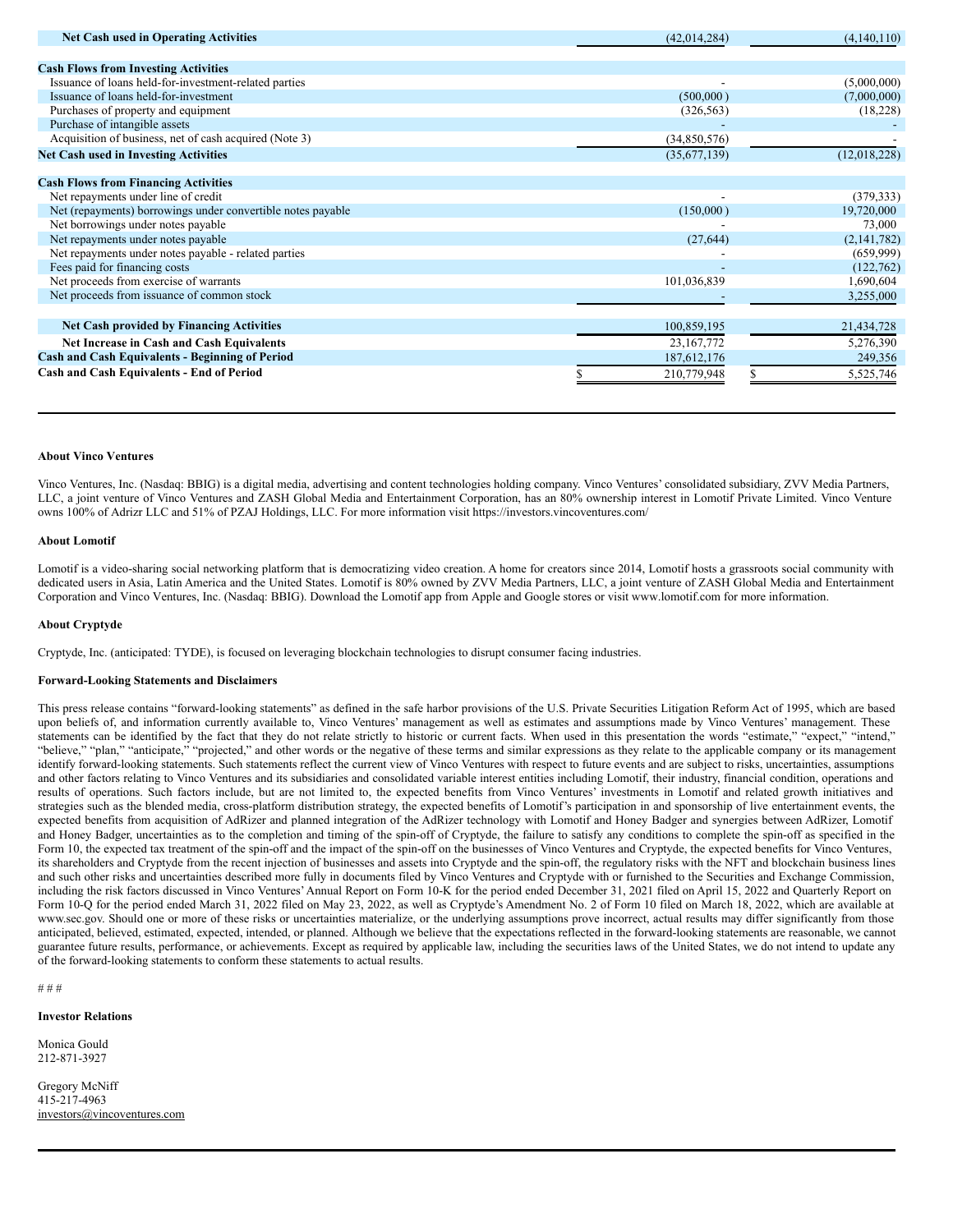| | | |
|---|---|---|
| **Net Cash used in Operating Activities** | (42,014,284) | (4,140,110) |
| | | |
| **Cash Flows from Investing Activities** | | |
| Issuance of loans held-for-investment-related parties | - | (5,000,000) |
| Issuance of loans held-for-investment | (500,000) | (7,000,000) |
| Purchases of property and equipment | (326,563) | (18,228) |
| Purchase of intangible assets | - | - |
| Acquisition of business, net of cash acquired (Note 3) | (34,850,576) | - |
| **Net Cash used in Investing Activities** | (35,677,139) | (12,018,228) |
| | | |
| **Cash Flows from Financing Activities** | | |
| Net repayments under line of credit | - | (379,333) |
| Net (repayments) borrowings under convertible notes payable | (150,000) | 19,720,000 |
| Net borrowings under notes payable | - | 73,000 |
| Net repayments under notes payable | (27,644) | (2,141,782) |
| Net repayments under notes payable - related parties | - | (659,999) |
| Fees paid for financing costs | - | (122,762) |
| Net proceeds from exercise of warrants | 101,036,839 | 1,690,604 |
| Net proceeds from issuance of common stock | - | 3,255,000 |
| | | |
| **Net Cash provided by Financing Activities** | 100,859,195 | 21,434,728 |
| **Net Increase in Cash and Cash Equivalents** | 23,167,772 | 5,276,390 |
| **Cash and Cash Equivalents - Beginning of Period** | 187,612,176 | 249,356 |
| **Cash and Cash Equivalents - End of Period** | $ 210,779,948 | $ 5,525,746 |

**About Vinco Ventures**

Vinco Ventures, Inc. (Nasdaq: BBIG) is a digital media, advertising and content technologies holding company. Vinco Ventures' consolidated subsidiary, ZVV Media Partners, LLC, a joint venture of Vinco Ventures and ZASH Global Media and Entertainment Corporation, has an 80% ownership interest in Lomotif Private Limited. Vinco Venture owns 100% of Adrizr LLC and 51% of PZAJ Holdings, LLC. For more information visit https://investors.vincoventures.com/

**About Lomotif**

Lomotif is a video-sharing social networking platform that is democratizing video creation. A home for creators since 2014, Lomotif hosts a grassroots social community with dedicated users in Asia, Latin America and the United States. Lomotif is 80% owned by ZVV Media Partners, LLC, a joint venture of ZASH Global Media and Entertainment Corporation and Vinco Ventures, Inc. (Nasdaq: BBIG). Download the Lomotif app from Apple and Google stores or visit www.lomotif.com for more information.

**About Cryptyde**

Cryptyde, Inc. (anticipated: TYDE), is focused on leveraging blockchain technologies to disrupt consumer facing industries.

**Forward-Looking Statements and Disclaimers**

This press release contains "forward-looking statements" as defined in the safe harbor provisions of the U.S. Private Securities Litigation Reform Act of 1995, which are based upon beliefs of, and information currently available to, Vinco Ventures' management as well as estimates and assumptions made by Vinco Ventures' management. These statements can be identified by the fact that they do not relate strictly to historic or current facts. When used in this presentation the words "estimate," "expect," "intend," "believe," "plan," "anticipate," "projected," and other words or the negative of these terms and similar expressions as they relate to the applicable company or its management identify forward-looking statements. Such statements reflect the current view of Vinco Ventures with respect to future events and are subject to risks, uncertainties, assumptions and other factors relating to Vinco Ventures and its subsidiaries and consolidated variable interest entities including Lomotif, their industry, financial condition, operations and results of operations. Such factors include, but are not limited to, the expected benefits from Vinco Ventures' investments in Lomotif and related growth initiatives and strategies such as the blended media, cross-platform distribution strategy, the expected benefits of Lomotif's participation in and sponsorship of live entertainment events, the expected benefits from acquisition of AdRizer and planned integration of the AdRizer technology with Lomotif and Honey Badger and synergies between AdRizer, Lomotif and Honey Badger, uncertainties as to the completion and timing of the spin-off of Cryptyde, the failure to satisfy any conditions to complete the spin-off as specified in the Form 10, the expected tax treatment of the spin-off and the impact of the spin-off on the businesses of Vinco Ventures and Cryptyde, the expected benefits for Vinco Ventures, its shareholders and Cryptyde from the recent injection of businesses and assets into Cryptyde and the spin-off, the regulatory risks with the NFT and blockchain business lines and such other risks and uncertainties described more fully in documents filed by Vinco Ventures and Cryptyde with or furnished to the Securities and Exchange Commission, including the risk factors discussed in Vinco Ventures' Annual Report on Form 10-K for the period ended December 31, 2021 filed on April 15, 2022 and Quarterly Report on Form 10-Q for the period ended March 31, 2022 filed on May 23, 2022, as well as Cryptyde's Amendment No. 2 of Form 10 filed on March 18, 2022, which are available at www.sec.gov. Should one or more of these risks or uncertainties materialize, or the underlying assumptions prove incorrect, actual results may differ significantly from those anticipated, believed, estimated, expected, intended, or planned. Although we believe that the expectations reflected in the forward-looking statements are reasonable, we cannot guarantee future results, performance, or achievements. Except as required by applicable law, including the securities laws of the United States, we do not intend to update any of the forward-looking statements to conform these statements to actual results.

# # #

**Investor Relations**

Monica Gould
212-871-3927

Gregory McNiff
415-217-4963
investors@vincoventures.com